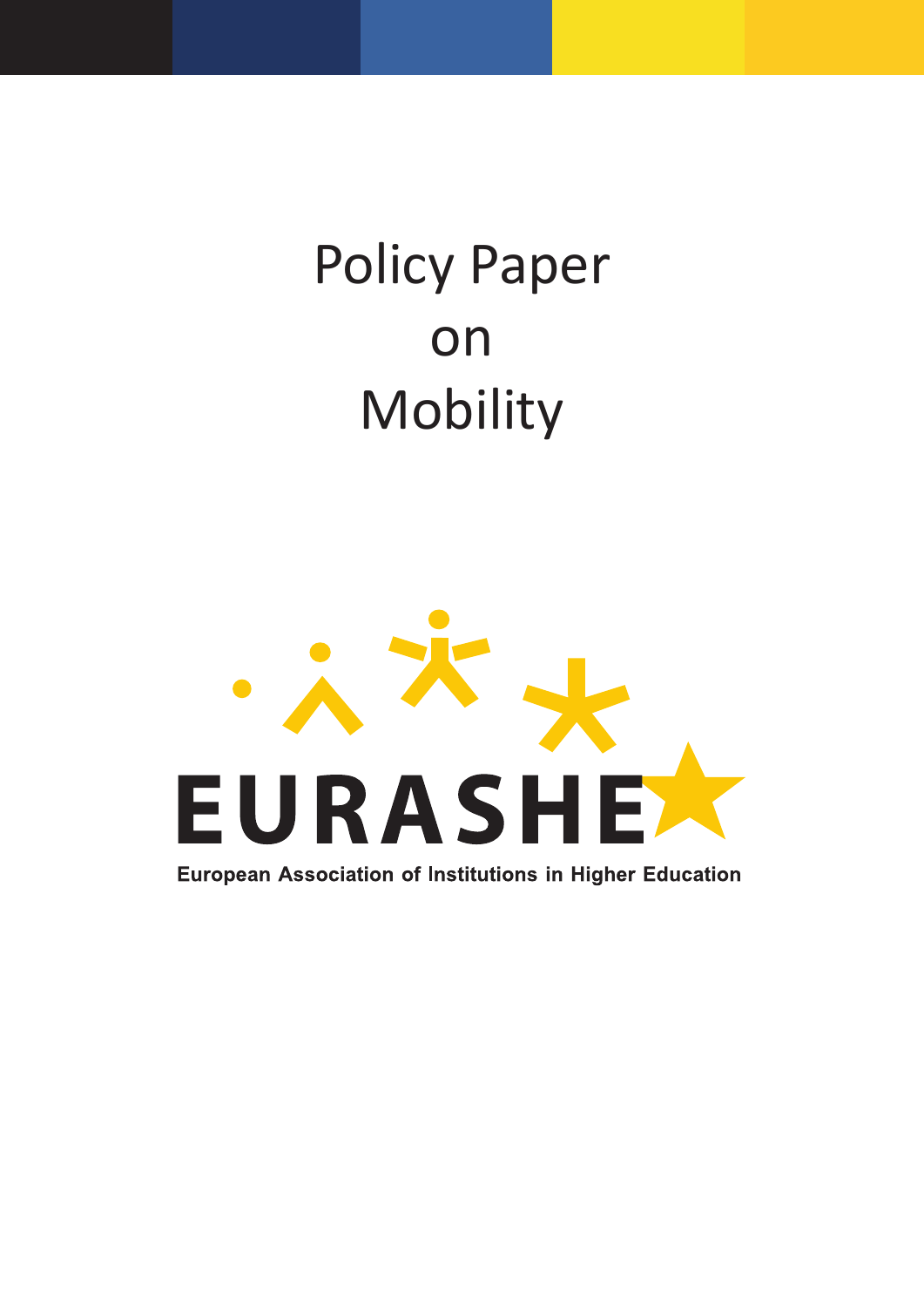# Policy Paper on Mobility

EURASHE

European Association of Institutions in Higher Education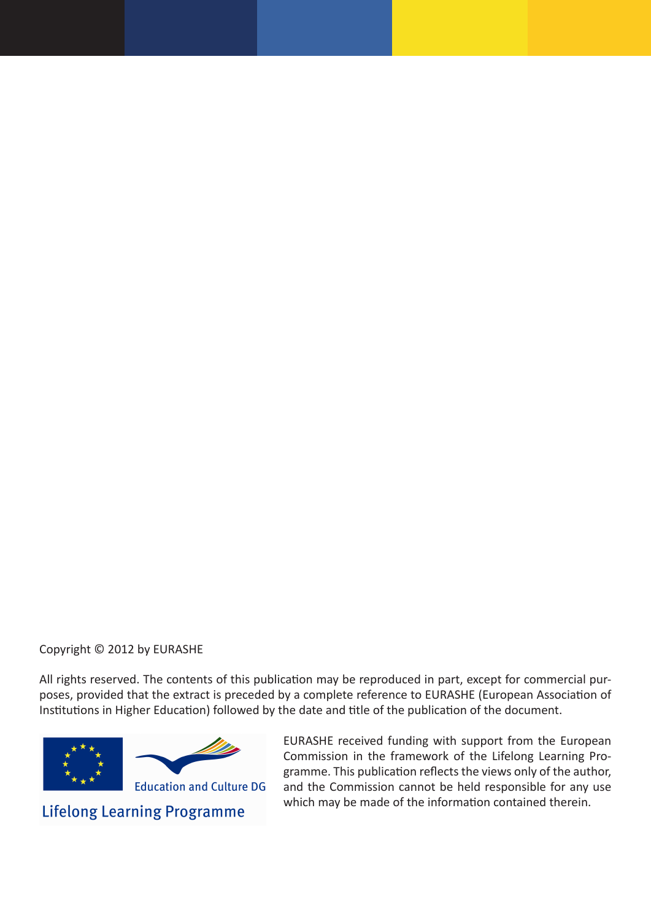Copyright © 2012 by EURASHE

All rights reserved. The contents of this publication may be reproduced in part, except for commercial purposes, provided that the extract is preceded by a complete reference to EURASHE (European Association of Institutions in Higher Education) followed by the date and title of the publication of the document.

Education and Culture DG

Lifelong Learning Programme

EURASHE received funding with support from the European Commission in the framework of the Lifelong Learning Programme. This publication reflects the views only of the author, and the Commission cannot be held responsible for any use which may be made of the information contained therein.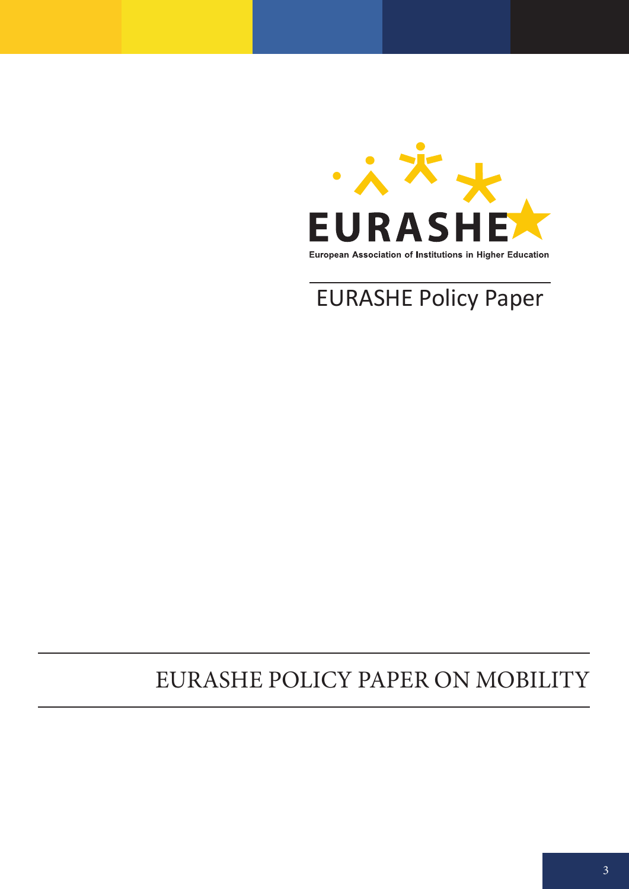EURASHE

European Association of Institutions in Higher Education

EURASHE Policy Paper

# EURASHE POLICY PAPER ON MOBILITY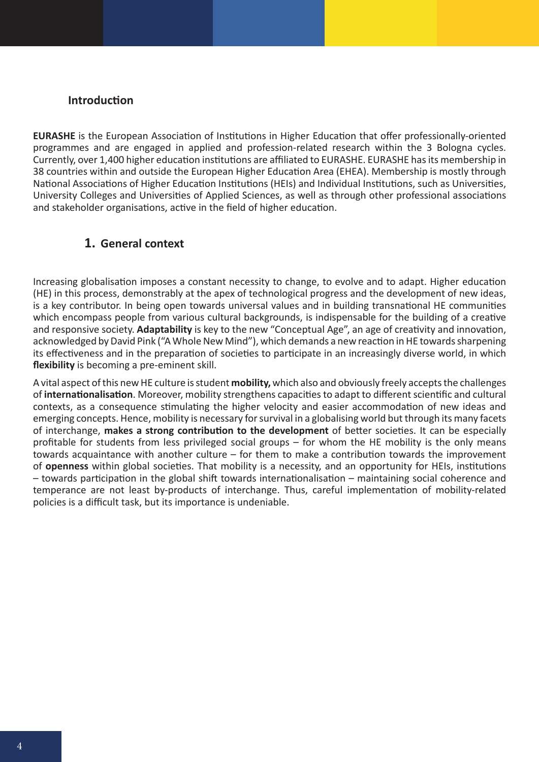## Introduction

**EURASHE** is the European Association of Institutions in Higher Education that offer professionally-oriented programmes and are engaged in applied and profession-related research within the 3 Bologna cycles. Currently, over 1,400 higher education institutions are affiliated to EURASHE. EURASHE has its membership in 38 countries within and outside the European Higher Education Area (EHEA). Membership is mostly through National Associations of Higher Education Institutions (HEIs) and Individual Institutions, such as Universities, University Colleges and Universities of Applied Sciences, as well as through other professional associations and stakeholder organisations, active in the field of higher education.

## 1. General context

Increasing globalisation imposes a constant necessity to change, to evolve and to adapt. Higher education (HE) in this process, demonstrably at the apex of technological progress and the development of new ideas, is a key contributor. In being open towards universal values and in building transnational HE communities which encompass people from various cultural backgrounds, is indispensable for the building of a creative and responsive society. **Adaptability** is key to the new "Conceptual Age", an age of creativity and innovation, acknowledged by David Pink ("A Whole New Mind"), which demands a new reaction in HE towards sharpening its effectiveness and in the preparation of societies to participate in an increasingly diverse world, in which **flexibility** is becoming a pre-eminent skill.

A vital aspect of this new HE culture is student **mobility,** which also and obviously freely accepts the challenges of **internationalisation**. Moreover, mobility strengthens capacities to adapt to different scientific and cultural contexts, as a consequence stimulating the higher velocity and easier accommodation of new ideas and emerging concepts. Hence, mobility is necessary for survival in a globalising world but through its many facets of interchange, **makes a strong contribution to the development** of better societies. It can be especially profitable for students from less privileged social groups – for whom the HE mobility is the only means towards acquaintance with another culture – for them to make a contribution towards the improvement of **openness** within global societies. That mobility is a necessity, and an opportunity for HEIs, institutions – towards participation in the global shift towards internationalisation – maintaining social coherence and temperance are not least by-products of interchange. Thus, careful implementation of mobility-related policies is a difficult task, but its importance is undeniable.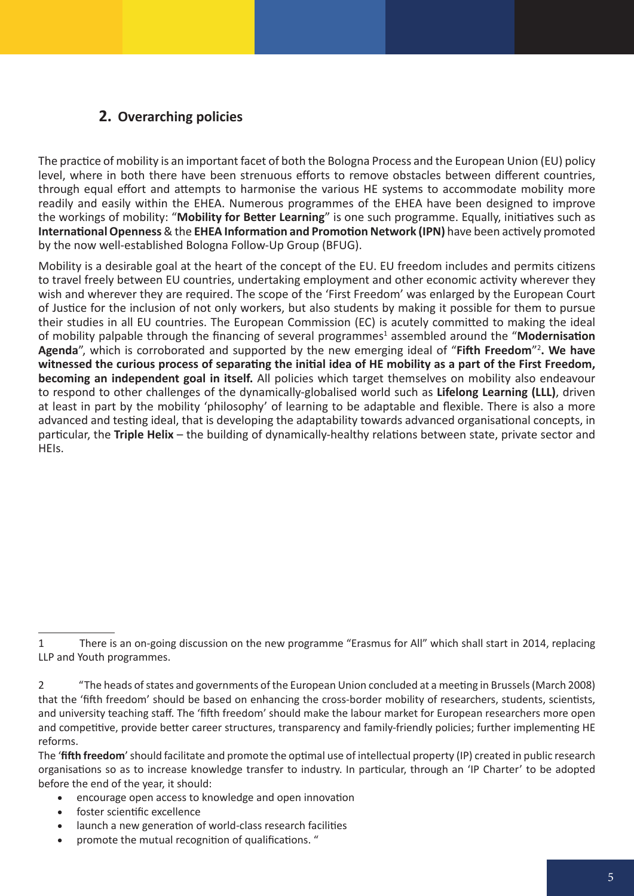## 2. Overarching policies

The practice of mobility is an important facet of both the Bologna Process and the European Union (EU) policy level, where in both there have been strenuous efforts to remove obstacles between different countries, through equal effort and attempts to harmonise the various HE systems to accommodate mobility more readily and easily within the EHEA. Numerous programmes of the EHEA have been designed to improve the workings of mobility: "**Mobility for Better Learning**" is one such programme. Equally, initiatives such as **International Openness** & the **EHEA Information and Promotion Network (IPN)** have been actively promoted by the now well-established Bologna Follow-Up Group (BFUG).

Mobility is a desirable goal at the heart of the concept of the EU. EU freedom includes and permits citizens to travel freely between EU countries, undertaking employment and other economic activity wherever they wish and wherever they are required. The scope of the 'First Freedom' was enlarged by the European Court of Justice for the inclusion of not only workers, but also students by making it possible for them to pursue their studies in all EU countries. The European Commission (EC) is acutely committed to making the ideal of mobility palpable through the financing of several programmes[1] assembled around the "**Modernisation Agenda**", which is corroborated and supported by the new emerging ideal of "**Fifth Freedom**"[2]**. We have witnessed the curious process of separating the initial idea of HE mobility as a part of the First Freedom, becoming an independent goal in itself.** All policies which target themselves on mobility also endeavour to respond to other challenges of the dynamically-globalised world such as **Lifelong Learning (LLL)**, driven at least in part by the mobility 'philosophy' of learning to be adaptable and flexible. There is also a more advanced and testing ideal, that is developing the adaptability towards advanced organisational concepts, in particular, the **Triple Helix** – the building of dynamically-healthy relations between state, private sector and HEIs.

---

1 There is an on-going discussion on the new programme "Erasmus for All" which shall start in 2014, replacing LLP and Youth programmes.

2 "The heads of states and governments of the European Union concluded at a meeting in Brussels (March 2008) that the 'fifth freedom' should be based on enhancing the cross-border mobility of researchers, students, scientists, and university teaching staff. The 'fifth freedom' should make the labour market for European researchers more open and competitive, provide better career structures, transparency and family-friendly policies; further implementing HE reforms.

The '**fifth freedom**' should facilitate and promote the optimal use of intellectual property (IP) created in public research organisations so as to increase knowledge transfer to industry. In particular, through an 'IP Charter' to be adopted before the end of the year, it should:

- encourage open access to knowledge and open innovation
- foster scientific excellence
- launch a new generation of world-class research facilities
- promote the mutual recognition of qualifications. "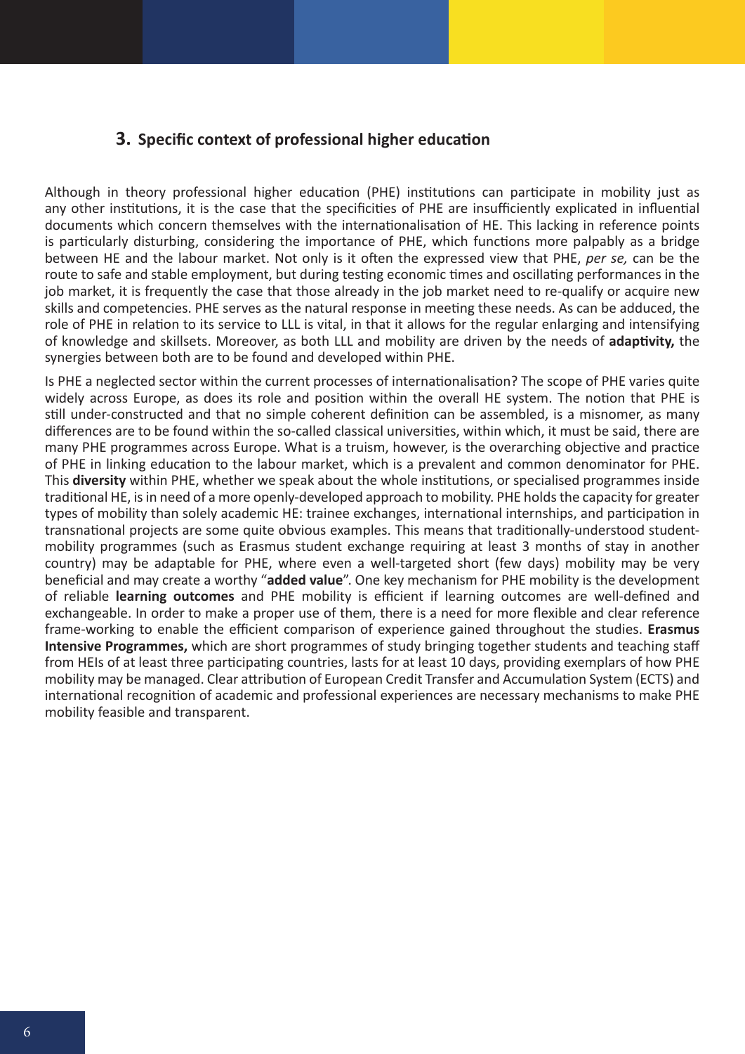## 3. Specific context of professional higher education

Although in theory professional higher education (PHE) institutions can participate in mobility just as any other institutions, it is the case that the specificities of PHE are insufficiently explicated in influential documents which concern themselves with the internationalisation of HE. This lacking in reference points is particularly disturbing, considering the importance of PHE, which functions more palpably as a bridge between HE and the labour market. Not only is it often the expressed view that PHE, *per se,* can be the route to safe and stable employment, but during testing economic times and oscillating performances in the job market, it is frequently the case that those already in the job market need to re-qualify or acquire new skills and competencies. PHE serves as the natural response in meeting these needs. As can be adduced, the role of PHE in relation to its service to LLL is vital, in that it allows for the regular enlarging and intensifying of knowledge and skillsets. Moreover, as both LLL and mobility are driven by the needs of **adaptivity,** the synergies between both are to be found and developed within PHE.

Is PHE a neglected sector within the current processes of internationalisation? The scope of PHE varies quite widely across Europe, as does its role and position within the overall HE system. The notion that PHE is still under-constructed and that no simple coherent definition can be assembled, is a misnomer, as many differences are to be found within the so-called classical universities, within which, it must be said, there are many PHE programmes across Europe. What is a truism, however, is the overarching objective and practice of PHE in linking education to the labour market, which is a prevalent and common denominator for PHE. This **diversity** within PHE, whether we speak about the whole institutions, or specialised programmes inside traditional HE, is in need of a more openly-developed approach to mobility. PHE holds the capacity for greater types of mobility than solely academic HE: trainee exchanges, international internships, and participation in transnational projects are some quite obvious examples. This means that traditionally-understood student-mobility programmes (such as Erasmus student exchange requiring at least 3 months of stay in another country) may be adaptable for PHE, where even a well-targeted short (few days) mobility may be very beneficial and may create a worthy "**added value**". One key mechanism for PHE mobility is the development of reliable **learning outcomes** and PHE mobility is efficient if learning outcomes are well-defined and exchangeable. In order to make a proper use of them, there is a need for more flexible and clear reference frame-working to enable the efficient comparison of experience gained throughout the studies. **Erasmus Intensive Programmes,** which are short programmes of study bringing together students and teaching staff from HEIs of at least three participating countries, lasts for at least 10 days, providing exemplars of how PHE mobility may be managed. Clear attribution of European Credit Transfer and Accumulation System (ECTS) and international recognition of academic and professional experiences are necessary mechanisms to make PHE mobility feasible and transparent.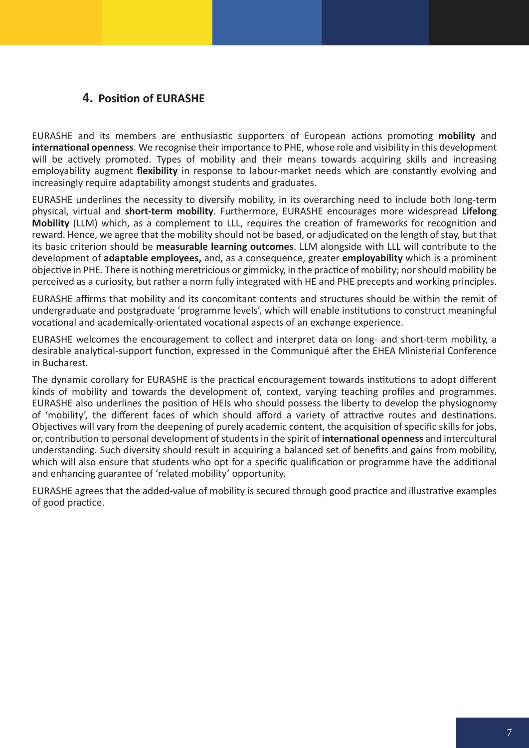## 4. Position of EURASHE

EURASHE and its members are enthusiastic supporters of European actions promoting **mobility** and **international openness**. We recognise their importance to PHE, whose role and visibility in this development will be actively promoted. Types of mobility and their means towards acquiring skills and increasing employability augment **flexibility** in response to labour-market needs which are constantly evolving and increasingly require adaptability amongst students and graduates.

EURASHE underlines the necessity to diversify mobility, in its overarching need to include both long-term physical, virtual and **short-term mobility**. Furthermore, EURASHE encourages more widespread **Lifelong Mobility** (LLM) which, as a complement to LLL, requires the creation of frameworks for recognition and reward. Hence, we agree that the mobility should not be based, or adjudicated on the length of stay, but that its basic criterion should be **measurable learning outcomes**. LLM alongside with LLL will contribute to the development of **adaptable employees,** and, as a consequence, greater **employability** which is a prominent objective in PHE. There is nothing meretricious or gimmicky, in the practice of mobility; nor should mobility be perceived as a curiosity, but rather a norm fully integrated with HE and PHE precepts and working principles.

EURASHE affirms that mobility and its concomitant contents and structures should be within the remit of undergraduate and postgraduate 'programme levels', which will enable institutions to construct meaningful vocational and academically-orientated vocational aspects of an exchange experience.

EURASHE welcomes the encouragement to collect and interpret data on long- and short-term mobility, a desirable analytical-support function, expressed in the Communiqué after the EHEA Ministerial Conference in Bucharest.

The dynamic corollary for EURASHE is the practical encouragement towards institutions to adopt different kinds of mobility and towards the development of, context, varying teaching profiles and programmes. EURASHE also underlines the position of HEIs who should possess the liberty to develop the physiognomy of 'mobility', the different faces of which should afford a variety of attractive routes and destinations. Objectives will vary from the deepening of purely academic content, the acquisition of specific skills for jobs, or, contribution to personal development of students in the spirit of **international openness** and intercultural understanding. Such diversity should result in acquiring a balanced set of benefits and gains from mobility, which will also ensure that students who opt for a specific qualification or programme have the additional and enhancing guarantee of 'related mobility' opportunity.

EURASHE agrees that the added-value of mobility is secured through good practice and illustrative examples of good practice.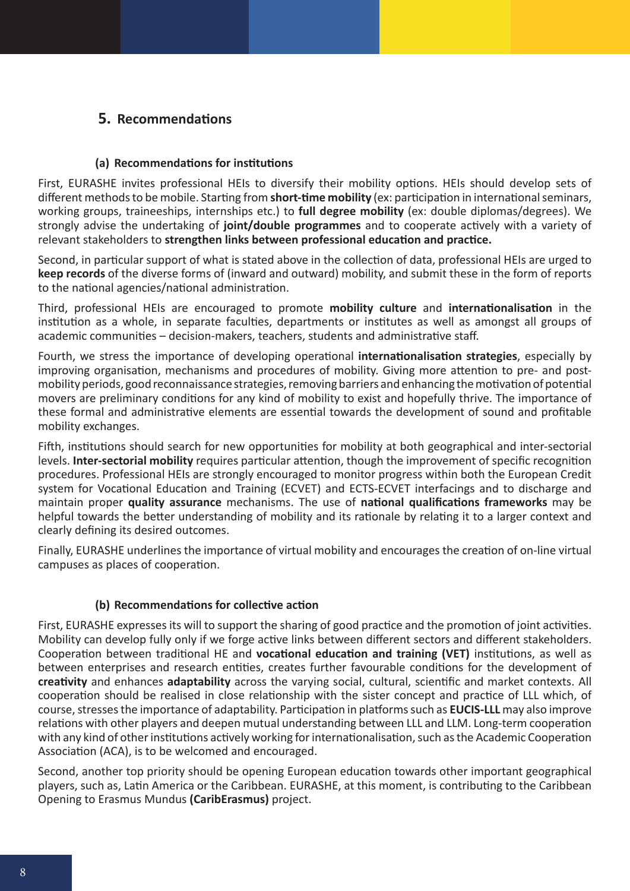## 5. Recommendations

### (a) Recommendations for institutions

First, EURASHE invites professional HEIs to diversify their mobility options. HEIs should develop sets of different methods to be mobile. Starting from **short-time mobility** (ex: participation in international seminars, working groups, traineeships, internships etc.) to **full degree mobility** (ex: double diplomas/degrees). We strongly advise the undertaking of **joint/double programmes** and to cooperate actively with a variety of relevant stakeholders to **strengthen links between professional education and practice.**

Second, in particular support of what is stated above in the collection of data, professional HEIs are urged to **keep records** of the diverse forms of (inward and outward) mobility, and submit these in the form of reports to the national agencies/national administration.

Third, professional HEIs are encouraged to promote **mobility culture** and **internationalisation** in the institution as a whole, in separate faculties, departments or institutes as well as amongst all groups of academic communities – decision-makers, teachers, students and administrative staff.

Fourth, we stress the importance of developing operational **internationalisation strategies**, especially by improving organisation, mechanisms and procedures of mobility. Giving more attention to pre- and post-mobility periods, good reconnaissance strategies, removing barriers and enhancing the motivation of potential movers are preliminary conditions for any kind of mobility to exist and hopefully thrive. The importance of these formal and administrative elements are essential towards the development of sound and profitable mobility exchanges.

Fifth, institutions should search for new opportunities for mobility at both geographical and inter-sectorial levels. **Inter-sectorial mobility** requires particular attention, though the improvement of specific recognition procedures. Professional HEIs are strongly encouraged to monitor progress within both the European Credit system for Vocational Education and Training (ECVET) and ECTS-ECVET interfacings and to discharge and maintain proper **quality assurance** mechanisms. The use of **national qualifications frameworks** may be helpful towards the better understanding of mobility and its rationale by relating it to a larger context and clearly defining its desired outcomes.

Finally, EURASHE underlines the importance of virtual mobility and encourages the creation of on-line virtual campuses as places of cooperation.

### (b) Recommendations for collective action

First, EURASHE expresses its will to support the sharing of good practice and the promotion of joint activities. Mobility can develop fully only if we forge active links between different sectors and different stakeholders. Cooperation between traditional HE and **vocational education and training (VET)** institutions, as well as between enterprises and research entities, creates further favourable conditions for the development of **creativity** and enhances **adaptability** across the varying social, cultural, scientific and market contexts. All cooperation should be realised in close relationship with the sister concept and practice of LLL which, of course, stresses the importance of adaptability. Participation in platforms such as **EUCIS-LLL** may also improve relations with other players and deepen mutual understanding between LLL and LLM. Long-term cooperation with any kind of other institutions actively working for internationalisation, such as the Academic Cooperation Association (ACA), is to be welcomed and encouraged.

Second, another top priority should be opening European education towards other important geographical players, such as, Latin America or the Caribbean. EURASHE, at this moment, is contributing to the Caribbean Opening to Erasmus Mundus **(CaribErasmus)** project.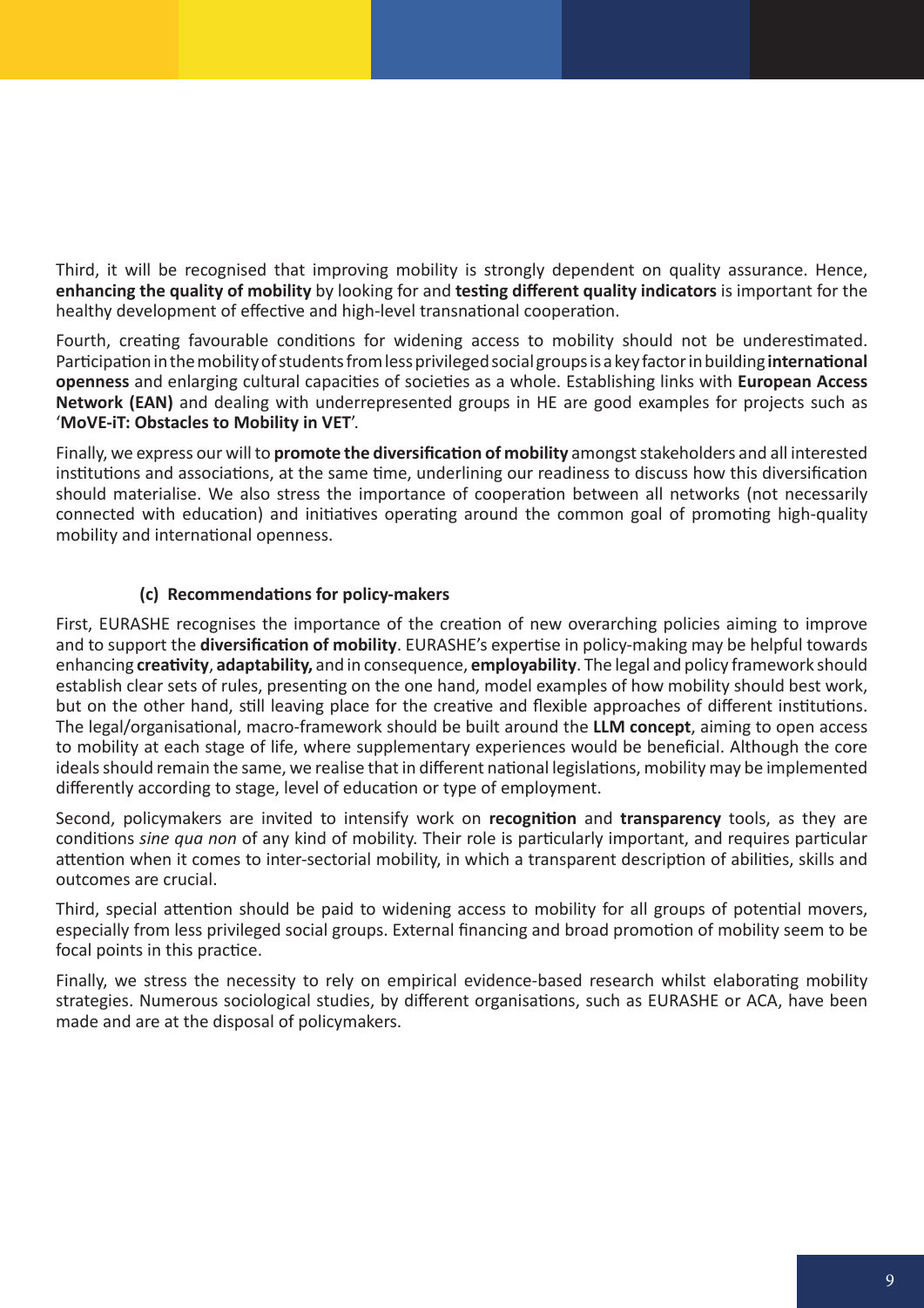Third, it will be recognised that improving mobility is strongly dependent on quality assurance. Hence, **enhancing the quality of mobility** by looking for and **testing different quality indicators** is important for the healthy development of effective and high-level transnational cooperation.

Fourth, creating favourable conditions for widening access to mobility should not be underestimated. Participation in the mobility of students from less privileged social groups is a key factor in building **international openness** and enlarging cultural capacities of societies as a whole. Establishing links with **European Access Network (EAN)** and dealing with underrepresented groups in HE are good examples for projects such as '**MoVE-iT: Obstacles to Mobility in VET**'.

Finally, we express our will to **promote the diversification of mobility** amongst stakeholders and all interested institutions and associations, at the same time, underlining our readiness to discuss how this diversification should materialise. We also stress the importance of cooperation between all networks (not necessarily connected with education) and initiatives operating around the common goal of promoting high-quality mobility and international openness.

### (c) Recommendations for policy-makers

First, EURASHE recognises the importance of the creation of new overarching policies aiming to improve and to support the **diversification of mobility**. EURASHE's expertise in policy-making may be helpful towards enhancing **creativity**, **adaptability,** and in consequence, **employability**. The legal and policy framework should establish clear sets of rules, presenting on the one hand, model examples of how mobility should best work, but on the other hand, still leaving place for the creative and flexible approaches of different institutions. The legal/organisational, macro-framework should be built around the **LLM concept**, aiming to open access to mobility at each stage of life, where supplementary experiences would be beneficial. Although the core ideals should remain the same, we realise that in different national legislations, mobility may be implemented differently according to stage, level of education or type of employment.

Second, policymakers are invited to intensify work on **recognition** and **transparency** tools, as they are conditions *sine qua non* of any kind of mobility. Their role is particularly important, and requires particular attention when it comes to inter-sectorial mobility, in which a transparent description of abilities, skills and outcomes are crucial.

Third, special attention should be paid to widening access to mobility for all groups of potential movers, especially from less privileged social groups. External financing and broad promotion of mobility seem to be focal points in this practice.

Finally, we stress the necessity to rely on empirical evidence-based research whilst elaborating mobility strategies. Numerous sociological studies, by different organisations, such as EURASHE or ACA, have been made and are at the disposal of policymakers.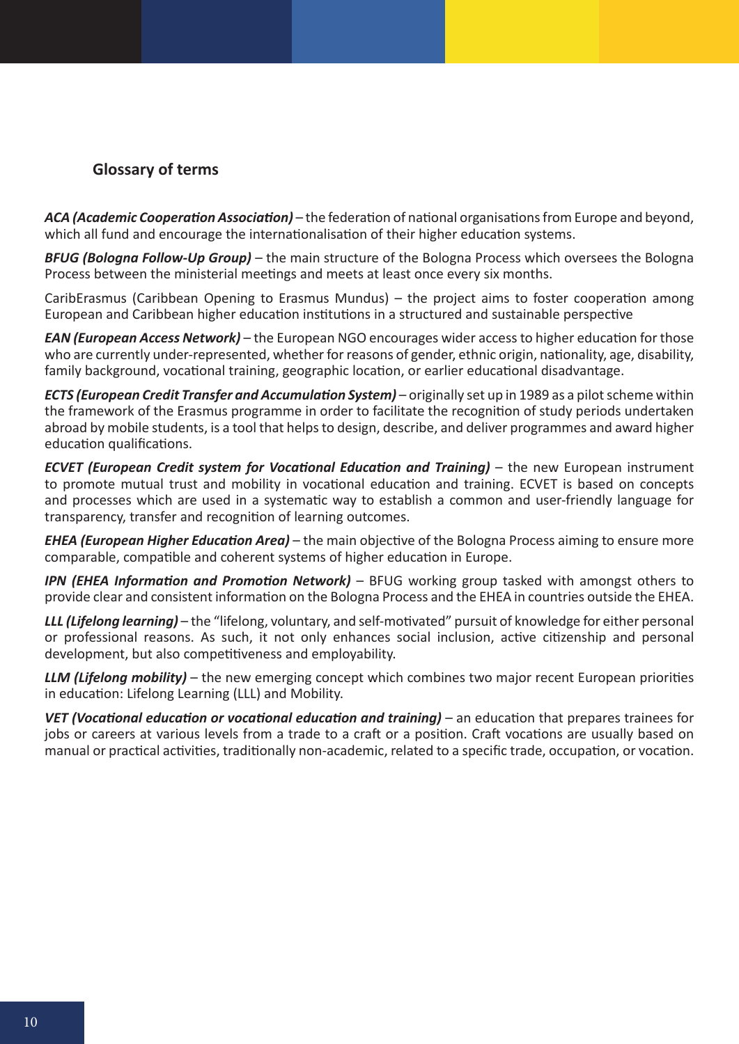## Glossary of terms

***ACA (Academic Cooperation Association)*** – the federation of national organisations from Europe and beyond, which all fund and encourage the internationalisation of their higher education systems.

***BFUG (Bologna Follow-Up Group)*** – the main structure of the Bologna Process which oversees the Bologna Process between the ministerial meetings and meets at least once every six months.

CaribErasmus (Caribbean Opening to Erasmus Mundus) – the project aims to foster cooperation among European and Caribbean higher education institutions in a structured and sustainable perspective

***EAN (European Access Network)*** – the European NGO encourages wider access to higher education for those who are currently under-represented, whether for reasons of gender, ethnic origin, nationality, age, disability, family background, vocational training, geographic location, or earlier educational disadvantage.

***ECTS (European Credit Transfer and Accumulation System)*** – originally set up in 1989 as a pilot scheme within the framework of the Erasmus programme in order to facilitate the recognition of study periods undertaken abroad by mobile students, is a tool that helps to design, describe, and deliver programmes and award higher education qualifications.

***ECVET (European Credit system for Vocational Education and Training)*** – the new European instrument to promote mutual trust and mobility in vocational education and training. ECVET is based on concepts and processes which are used in a systematic way to establish a common and user-friendly language for transparency, transfer and recognition of learning outcomes.

***EHEA (European Higher Education Area)*** – the main objective of the Bologna Process aiming to ensure more comparable, compatible and coherent systems of higher education in Europe.

***IPN (EHEA Information and Promotion Network)*** – BFUG working group tasked with amongst others to provide clear and consistent information on the Bologna Process and the EHEA in countries outside the EHEA.

***LLL (Lifelong learning)*** – the "lifelong, voluntary, and self-motivated" pursuit of knowledge for either personal or professional reasons. As such, it not only enhances social inclusion, active citizenship and personal development, but also competitiveness and employability.

***LLM (Lifelong mobility)*** – the new emerging concept which combines two major recent European priorities in education: Lifelong Learning (LLL) and Mobility.

***VET (Vocational education or vocational education and training)*** – an education that prepares trainees for jobs or careers at various levels from a trade to a craft or a position. Craft vocations are usually based on manual or practical activities, traditionally non-academic, related to a specific trade, occupation, or vocation.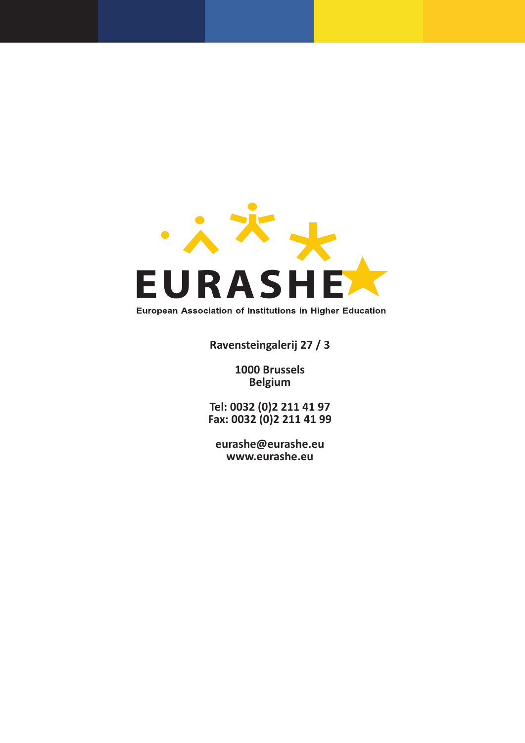EURASHE

European Association of Institutions in Higher Education

**Ravensteingalerij 27 / 3**

**1000 Brussels**
**Belgium**

**Tel: 0032 (0)2 211 41 97**
**Fax: 0032 (0)2 211 41 99**

**eurashe@eurashe.eu**
**www.eurashe.eu**